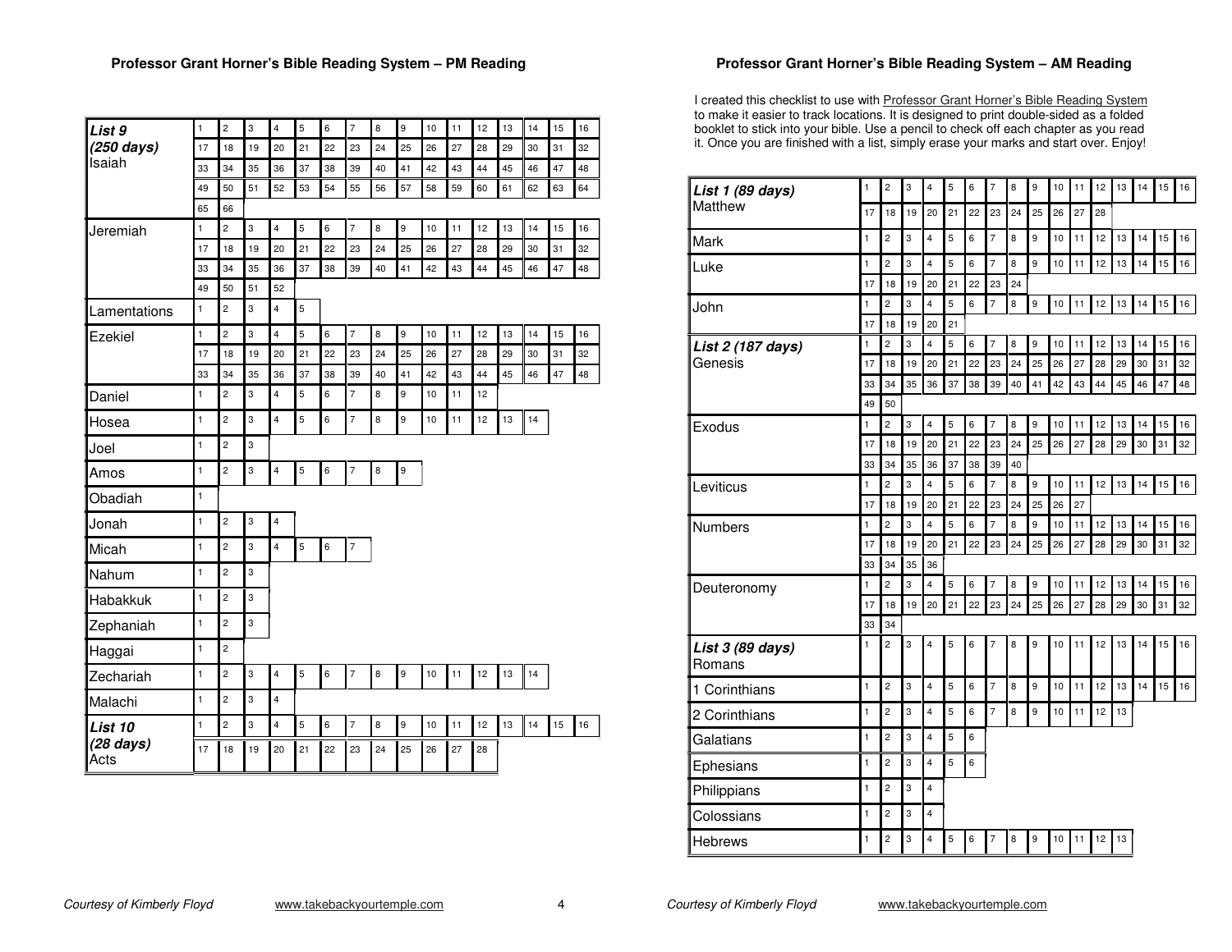## Professor Grant Horner's Bible Reading System – PM Reading

| Book | | | | | | | | | | | | | | | | |
|---|---|---|---|---|---|---|---|---|---|---|---|---|---|---|---|---|
| ***List 9 (250 days)*** Isaiah | 1 | 2 | 3 | 4 | 5 | 6 | 7 | 8 | 9 | 10 | 11 | 12 | 13 | 14 | 15 | 16 |
| | 17 | 18 | 19 | 20 | 21 | 22 | 23 | 24 | 25 | 26 | 27 | 28 | 29 | 30 | 31 | 32 |
| | 33 | 34 | 35 | 36 | 37 | 38 | 39 | 40 | 41 | 42 | 43 | 44 | 45 | 46 | 47 | 48 |
| | 49 | 50 | 51 | 52 | 53 | 54 | 55 | 56 | 57 | 58 | 59 | 60 | 61 | 62 | 63 | 64 |
| | 65 | 66 | | | | | | | | | | | | | | |
| Jeremiah | 1 | 2 | 3 | 4 | 5 | 6 | 7 | 8 | 9 | 10 | 11 | 12 | 13 | 14 | 15 | 16 |
| | 17 | 18 | 19 | 20 | 21 | 22 | 23 | 24 | 25 | 26 | 27 | 28 | 29 | 30 | 31 | 32 |
| | 33 | 34 | 35 | 36 | 37 | 38 | 39 | 40 | 41 | 42 | 43 | 44 | 45 | 46 | 47 | 48 |
| | 49 | 50 | 51 | 52 | | | | | | | | | | | | |
| Lamentations | 1 | 2 | 3 | 4 | 5 | | | | | | | | | | | |
| Ezekiel | 1 | 2 | 3 | 4 | 5 | 6 | 7 | 8 | 9 | 10 | 11 | 12 | 13 | 14 | 15 | 16 |
| | 17 | 18 | 19 | 20 | 21 | 22 | 23 | 24 | 25 | 26 | 27 | 28 | 29 | 30 | 31 | 32 |
| | 33 | 34 | 35 | 36 | 37 | 38 | 39 | 40 | 41 | 42 | 43 | 44 | 45 | 46 | 47 | 48 |
| Daniel | 1 | 2 | 3 | 4 | 5 | 6 | 7 | 8 | 9 | 10 | 11 | 12 | | | | |
| Hosea | 1 | 2 | 3 | 4 | 5 | 6 | 7 | 8 | 9 | 10 | 11 | 12 | 13 | 14 | | |
| Joel | 1 | 2 | 3 | | | | | | | | | | | | | |
| Amos | 1 | 2 | 3 | 4 | 5 | 6 | 7 | 8 | 9 | | | | | | | |
| Obadiah | 1 | | | | | | | | | | | | | | | |
| Jonah | 1 | 2 | 3 | 4 | | | | | | | | | | | | |
| Micah | 1 | 2 | 3 | 4 | 5 | 6 | 7 | | | | | | | | | |
| Nahum | 1 | 2 | 3 | | | | | | | | | | | | | |
| Habakkuk | 1 | 2 | 3 | | | | | | | | | | | | | |
| Zephaniah | 1 | 2 | 3 | | | | | | | | | | | | | |
| Haggai | 1 | 2 | | | | | | | | | | | | | | |
| Zechariah | 1 | 2 | 3 | 4 | 5 | 6 | 7 | 8 | 9 | 10 | 11 | 12 | 13 | 14 | | |
| Malachi | 1 | 2 | 3 | 4 | | | | | | | | | | | | |
| ***List 10 (28 days)*** Acts | 1 | 2 | 3 | 4 | 5 | 6 | 7 | 8 | 9 | 10 | 11 | 12 | 13 | 14 | 15 | 16 |
| | 17 | 18 | 19 | 20 | 21 | 22 | 23 | 24 | 25 | 26 | 27 | 28 | | | | |

*Courtesy of Kimberly Floyd* www.takebackyourtemple.com

## Professor Grant Horner's Bible Reading System – AM Reading

I created this checklist to use with Professor Grant Horner's Bible Reading System to make it easier to track locations. It is designed to print double-sided as a folded booklet to stick into your bible. Use a pencil to check off each chapter as you read it. Once you are finished with a list, simply erase your marks and start over. Enjoy!

| Book | | | | | | | | | | | | | | | | |
|---|---|---|---|---|---|---|---|---|---|---|---|---|---|---|---|---|
| ***List 1 (89 days)*** Matthew | 1 | 2 | 3 | 4 | 5 | 6 | 7 | 8 | 9 | 10 | 11 | 12 | 13 | 14 | 15 | 16 |
| | 17 | 18 | 19 | 20 | 21 | 22 | 23 | 24 | 25 | 26 | 27 | 28 | | | | |
| Mark | 1 | 2 | 3 | 4 | 5 | 6 | 7 | 8 | 9 | 10 | 11 | 12 | 13 | 14 | 15 | 16 |
| Luke | 1 | 2 | 3 | 4 | 5 | 6 | 7 | 8 | 9 | 10 | 11 | 12 | 13 | 14 | 15 | 16 |
| | 17 | 18 | 19 | 20 | 21 | 22 | 23 | 24 | | | | | | | | |
| John | 1 | 2 | 3 | 4 | 5 | 6 | 7 | 8 | 9 | 10 | 11 | 12 | 13 | 14 | 15 | 16 |
| | 17 | 18 | 19 | 20 | 21 | | | | | | | | | | | |
| ***List 2 (187 days)*** Genesis | 1 | 2 | 3 | 4 | 5 | 6 | 7 | 8 | 9 | 10 | 11 | 12 | 13 | 14 | 15 | 16 |
| | 17 | 18 | 19 | 20 | 21 | 22 | 23 | 24 | 25 | 26 | 27 | 28 | 29 | 30 | 31 | 32 |
| | 33 | 34 | 35 | 36 | 37 | 38 | 39 | 40 | 41 | 42 | 43 | 44 | 45 | 46 | 47 | 48 |
| | 49 | 50 | | | | | | | | | | | | | | |
| Exodus | 1 | 2 | 3 | 4 | 5 | 6 | 7 | 8 | 9 | 10 | 11 | 12 | 13 | 14 | 15 | 16 |
| | 17 | 18 | 19 | 20 | 21 | 22 | 23 | 24 | 25 | 26 | 27 | 28 | 29 | 30 | 31 | 32 |
| | 33 | 34 | 35 | 36 | 37 | 38 | 39 | 40 | | | | | | | | |
| Leviticus | 1 | 2 | 3 | 4 | 5 | 6 | 7 | 8 | 9 | 10 | 11 | 12 | 13 | 14 | 15 | 16 |
| | 17 | 18 | 19 | 20 | 21 | 22 | 23 | 24 | 25 | 26 | 27 | | | | | |
| Numbers | 1 | 2 | 3 | 4 | 5 | 6 | 7 | 8 | 9 | 10 | 11 | 12 | 13 | 14 | 15 | 16 |
| | 17 | 18 | 19 | 20 | 21 | 22 | 23 | 24 | 25 | 26 | 27 | 28 | 29 | 30 | 31 | 32 |
| | 33 | 34 | 35 | 36 | | | | | | | | | | | | |
| Deuteronomy | 1 | 2 | 3 | 4 | 5 | 6 | 7 | 8 | 9 | 10 | 11 | 12 | 13 | 14 | 15 | 16 |
| | 17 | 18 | 19 | 20 | 21 | 22 | 23 | 24 | 25 | 26 | 27 | 28 | 29 | 30 | 31 | 32 |
| | 33 | 34 | | | | | | | | | | | | | | |
| ***List 3 (89 days)*** Romans | 1 | 2 | 3 | 4 | 5 | 6 | 7 | 8 | 9 | 10 | 11 | 12 | 13 | 14 | 15 | 16 |
| 1 Corinthians | 1 | 2 | 3 | 4 | 5 | 6 | 7 | 8 | 9 | 10 | 11 | 12 | 13 | 14 | 15 | 16 |
| 2 Corinthians | 1 | 2 | 3 | 4 | 5 | 6 | 7 | 8 | 9 | 10 | 11 | 12 | 13 | | | |
| Galatians | 1 | 2 | 3 | 4 | 5 | 6 | | | | | | | | | | |
| Ephesians | 1 | 2 | 3 | 4 | 5 | 6 | | | | | | | | | | |
| Philippians | 1 | 2 | 3 | 4 | | | | | | | | | | | | |
| Colossians | 1 | 2 | 3 | 4 | | | | | | | | | | | | |
| Hebrews | 1 | 2 | 3 | 4 | 5 | 6 | 7 | 8 | 9 | 10 | 11 | 12 | 13 | | | |

*Courtesy of Kimberly Floyd* www.takebackyourtemple.com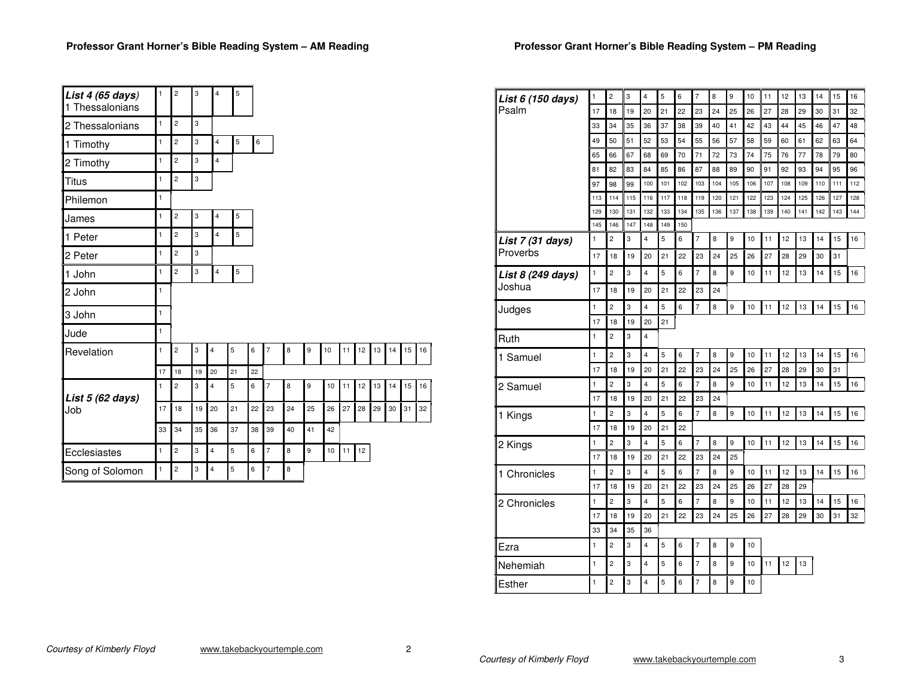## Professor Grant Horner's Bible Reading System – AM Reading

| | | | | | | | | | | | | | | | | |
|---|---|---|---|---|---|---|---|---|---|---|---|---|---|---|---|---|
| ***List 4 (65 days)*** 1 Thessalonians | 1 | 2 | 3 | 4 | 5 | | | | | | | | | | | |
| 2 Thessalonians | 1 | 2 | 3 | | | | | | | | | | | | | |
| 1 Timothy | 1 | 2 | 3 | 4 | 5 | 6 | | | | | | | | | | |
| 2 Timothy | 1 | 2 | 3 | 4 | | | | | | | | | | | | |
| Titus | 1 | 2 | 3 | | | | | | | | | | | | | |
| Philemon | 1 | | | | | | | | | | | | | | | |
| James | 1 | 2 | 3 | 4 | 5 | | | | | | | | | | | |
| 1 Peter | 1 | 2 | 3 | 4 | 5 | | | | | | | | | | | |
| 2 Peter | 1 | 2 | 3 | | | | | | | | | | | | | |
| 1 John | 1 | 2 | 3 | 4 | 5 | | | | | | | | | | | |
| 2 John | 1 | | | | | | | | | | | | | | | |
| 3 John | 1 | | | | | | | | | | | | | | | |
| Jude | 1 | | | | | | | | | | | | | | | |
| Revelation | 1 | 2 | 3 | 4 | 5 | 6 | 7 | 8 | 9 | 10 | 11 | 12 | 13 | 14 | 15 | 16 |
| | 17 | 18 | 19 | 20 | 21 | 22 | | | | | | | | | | |
| ***List 5 (62 days)*** Job | 1 | 2 | 3 | 4 | 5 | 6 | 7 | 8 | 9 | 10 | 11 | 12 | 13 | 14 | 15 | 16 |
| | 17 | 18 | 19 | 20 | 21 | 22 | 23 | 24 | 25 | 26 | 27 | 28 | 29 | 30 | 31 | 32 |
| | 33 | 34 | 35 | 36 | 37 | 38 | 39 | 40 | 41 | 42 | | | | | | |
| Ecclesiastes | 1 | 2 | 3 | 4 | 5 | 6 | 7 | 8 | 9 | 10 | 11 | 12 | | | | |
| Song of Solomon | 1 | 2 | 3 | 4 | 5 | 6 | 7 | 8 | | | | | | | | |

Courtesy of Kimberly Floyd www.takebackyourtemple.com

## Professor Grant Horner's Bible Reading System – PM Reading

| | | | | | | | | | | | | | | | | |
|---|---|---|---|---|---|---|---|---|---|---|---|---|---|---|---|---|
| ***List 6 (150 days)*** Psalm | 1 | 2 | 3 | 4 | 5 | 6 | 7 | 8 | 9 | 10 | 11 | 12 | 13 | 14 | 15 | 16 |
| | 17 | 18 | 19 | 20 | 21 | 22 | 23 | 24 | 25 | 26 | 27 | 28 | 29 | 30 | 31 | 32 |
| | 33 | 34 | 35 | 36 | 37 | 38 | 39 | 40 | 41 | 42 | 43 | 44 | 45 | 46 | 47 | 48 |
| | 49 | 50 | 51 | 52 | 53 | 54 | 55 | 56 | 57 | 58 | 59 | 60 | 61 | 62 | 63 | 64 |
| | 65 | 66 | 67 | 68 | 69 | 70 | 71 | 72 | 73 | 74 | 75 | 76 | 77 | 78 | 79 | 80 |
| | 81 | 82 | 83 | 84 | 85 | 86 | 87 | 88 | 89 | 90 | 91 | 92 | 93 | 94 | 95 | 96 |
| | 97 | 98 | 99 | 100 | 101 | 102 | 103 | 104 | 105 | 106 | 107 | 108 | 109 | 110 | 111 | 112 |
| | 113 | 114 | 115 | 116 | 117 | 118 | 119 | 120 | 121 | 122 | 123 | 124 | 125 | 126 | 127 | 128 |
| | 129 | 130 | 131 | 132 | 133 | 134 | 135 | 136 | 137 | 138 | 139 | 140 | 141 | 142 | 143 | 144 |
| | 145 | 146 | 147 | 148 | 149 | 150 | | | | | | | | | | |
| ***List 7 (31 days)*** Proverbs | 1 | 2 | 3 | 4 | 5 | 6 | 7 | 8 | 9 | 10 | 11 | 12 | 13 | 14 | 15 | 16 |
| | 17 | 18 | 19 | 20 | 21 | 22 | 23 | 24 | 25 | 26 | 27 | 28 | 29 | 30 | 31 | |
| ***List 8 (249 days)*** Joshua | 1 | 2 | 3 | 4 | 5 | 6 | 7 | 8 | 9 | 10 | 11 | 12 | 13 | 14 | 15 | 16 |
| | 17 | 18 | 19 | 20 | 21 | 22 | 23 | 24 | | | | | | | | |
| Judges | 1 | 2 | 3 | 4 | 5 | 6 | 7 | 8 | 9 | 10 | 11 | 12 | 13 | 14 | 15 | 16 |
| | 17 | 18 | 19 | 20 | 21 | | | | | | | | | | | |
| Ruth | 1 | 2 | 3 | 4 | | | | | | | | | | | | |
| 1 Samuel | 1 | 2 | 3 | 4 | 5 | 6 | 7 | 8 | 9 | 10 | 11 | 12 | 13 | 14 | 15 | 16 |
| | 17 | 18 | 19 | 20 | 21 | 22 | 23 | 24 | 25 | 26 | 27 | 28 | 29 | 30 | 31 | |
| 2 Samuel | 1 | 2 | 3 | 4 | 5 | 6 | 7 | 8 | 9 | 10 | 11 | 12 | 13 | 14 | 15 | 16 |
| | 17 | 18 | 19 | 20 | 21 | 22 | 23 | 24 | | | | | | | | |
| 1 Kings | 1 | 2 | 3 | 4 | 5 | 6 | 7 | 8 | 9 | 10 | 11 | 12 | 13 | 14 | 15 | 16 |
| | 17 | 18 | 19 | 20 | 21 | 22 | | | | | | | | | | |
| 2 Kings | 1 | 2 | 3 | 4 | 5 | 6 | 7 | 8 | 9 | 10 | 11 | 12 | 13 | 14 | 15 | 16 |
| | 17 | 18 | 19 | 20 | 21 | 22 | 23 | 24 | 25 | | | | | | | |
| 1 Chronicles | 1 | 2 | 3 | 4 | 5 | 6 | 7 | 8 | 9 | 10 | 11 | 12 | 13 | 14 | 15 | 16 |
| | 17 | 18 | 19 | 20 | 21 | 22 | 23 | 24 | 25 | 26 | 27 | 28 | 29 | | | |
| 2 Chronicles | 1 | 2 | 3 | 4 | 5 | 6 | 7 | 8 | 9 | 10 | 11 | 12 | 13 | 14 | 15 | 16 |
| | 17 | 18 | 19 | 20 | 21 | 22 | 23 | 24 | 25 | 26 | 27 | 28 | 29 | 30 | 31 | 32 |
| | 33 | 34 | 35 | 36 | | | | | | | | | | | | |
| Ezra | 1 | 2 | 3 | 4 | 5 | 6 | 7 | 8 | 9 | 10 | | | | | | |
| Nehemiah | 1 | 2 | 3 | 4 | 5 | 6 | 7 | 8 | 9 | 10 | 11 | 12 | 13 | | | |
| Esther | 1 | 2 | 3 | 4 | 5 | 6 | 7 | 8 | 9 | 10 | | | | | | |

Courtesy of Kimberly Floyd www.takebackyourtemple.com